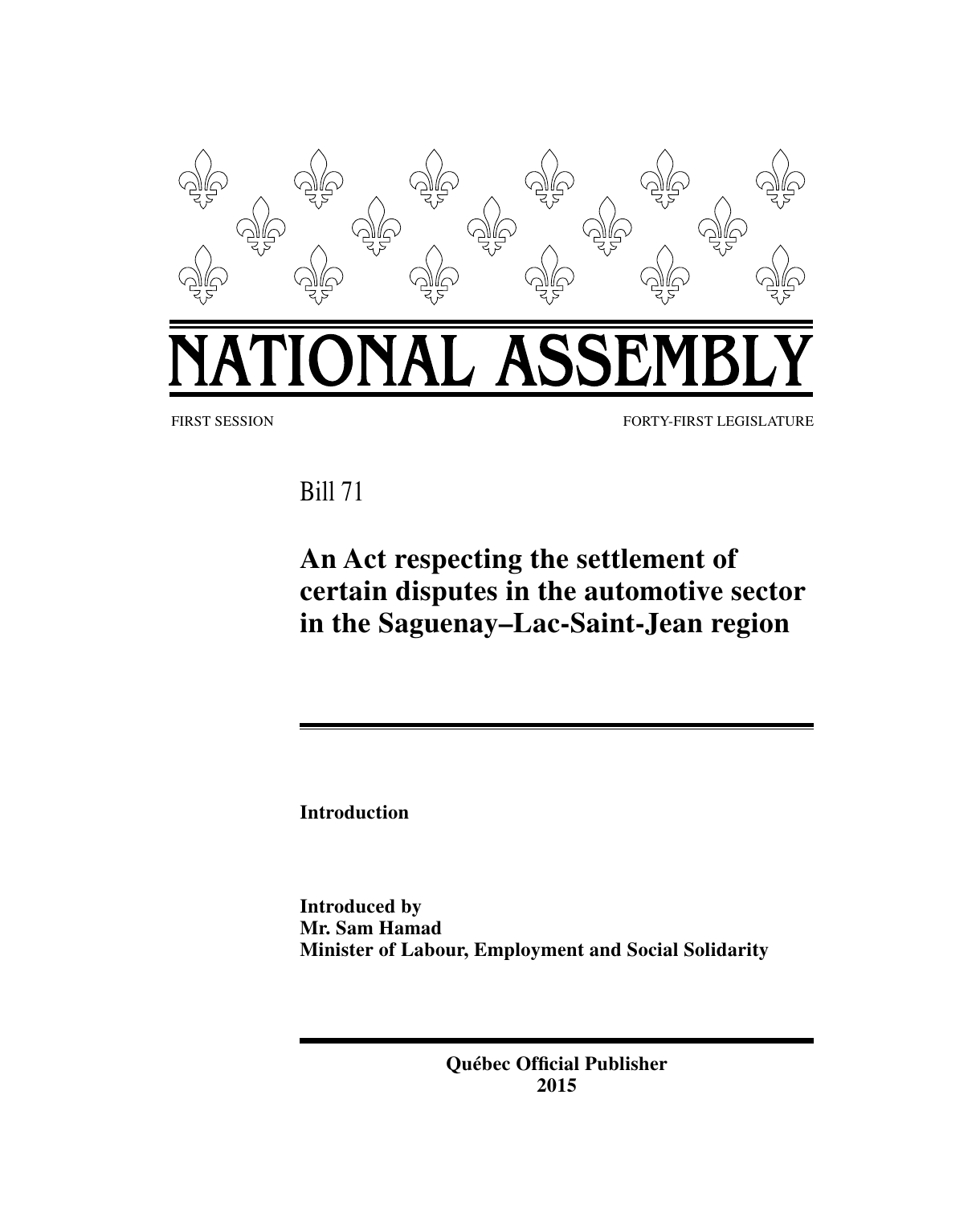# NATIONAL ASSEMBLY

FIRST SESSION FORTY-FIRST LEGISLATURE

Bill 71

## An Act respecting the settlement of certain disputes in the automotive sector in the Saguenay–Lac-Saint-Jean region

**Introduction**

**Introduced by**
**Mr. Sam Hamad**
**Minister of Labour, Employment and Social Solidarity**

**Québec Official Publisher**
**2015**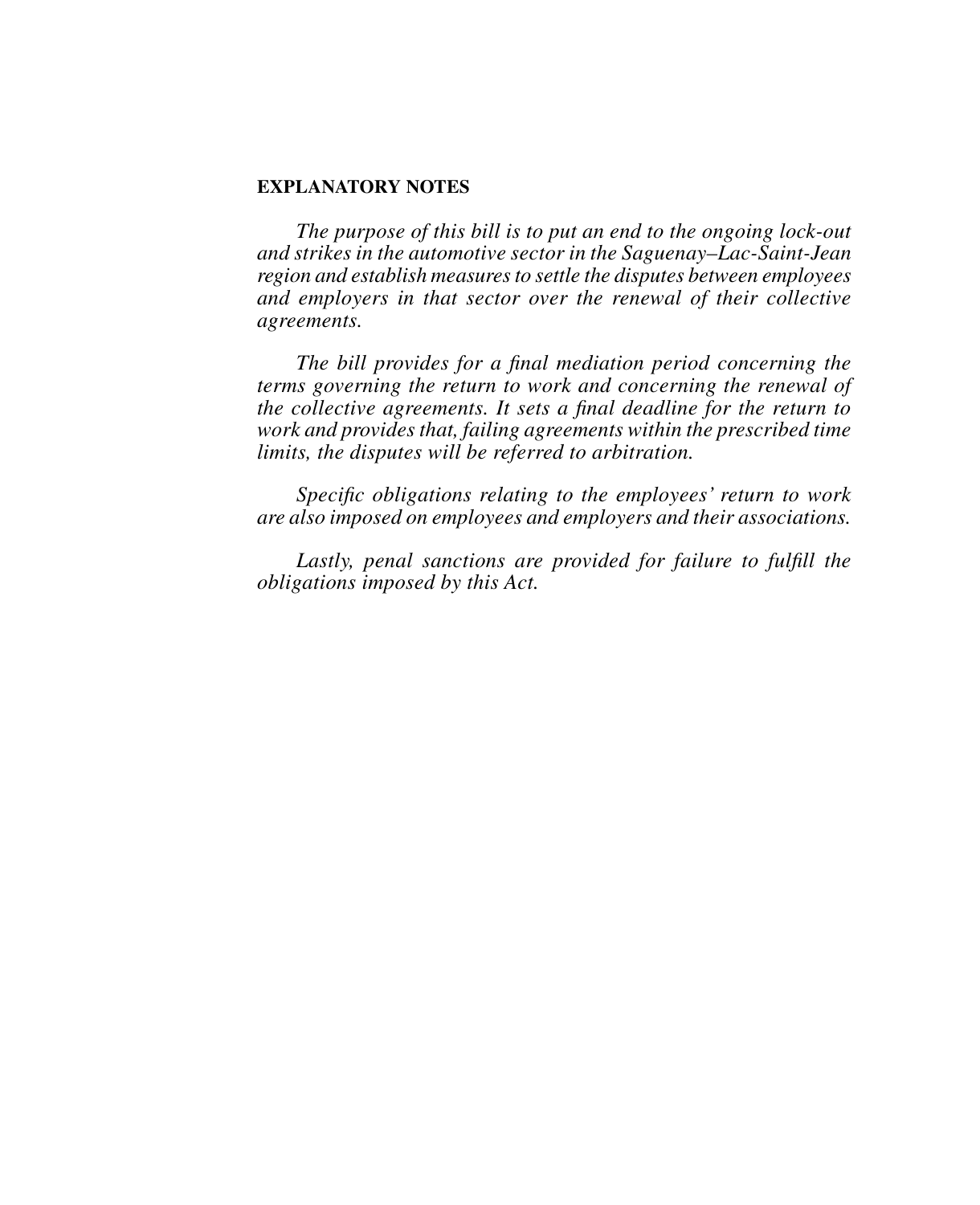**EXPLANATORY NOTES**

*The purpose of this bill is to put an end to the ongoing lock-out and strikes in the automotive sector in the Saguenay–Lac-Saint-Jean region and establish measures to settle the disputes between employees and employers in that sector over the renewal of their collective agreements.*

*The bill provides for a final mediation period concerning the terms governing the return to work and concerning the renewal of the collective agreements. It sets a final deadline for the return to work and provides that, failing agreements within the prescribed time limits, the disputes will be referred to arbitration.*

*Specific obligations relating to the employees' return to work are also imposed on employees and employers and their associations.*

*Lastly, penal sanctions are provided for failure to fulfill the obligations imposed by this Act.*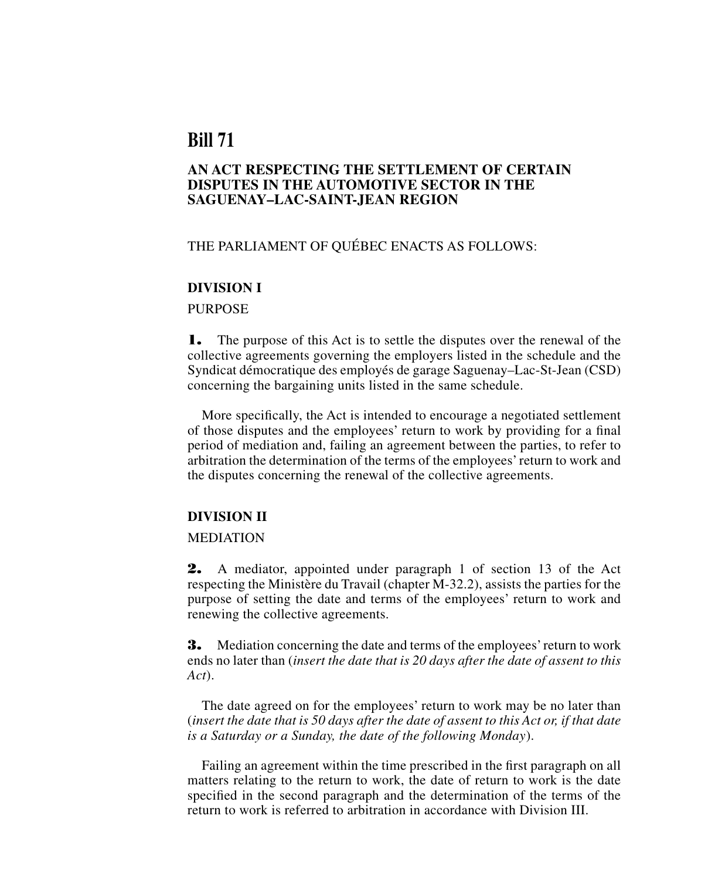# Bill 71

## AN ACT RESPECTING THE SETTLEMENT OF CERTAIN DISPUTES IN THE AUTOMOTIVE SECTOR IN THE SAGUENAY–LAC-SAINT-JEAN REGION

THE PARLIAMENT OF QUÉBEC ENACTS AS FOLLOWS:

### DIVISION I

PURPOSE

**1.** The purpose of this Act is to settle the disputes over the renewal of the collective agreements governing the employers listed in the schedule and the Syndicat démocratique des employés de garage Saguenay–Lac-St-Jean (CSD) concerning the bargaining units listed in the same schedule.

More specifically, the Act is intended to encourage a negotiated settlement of those disputes and the employees' return to work by providing for a final period of mediation and, failing an agreement between the parties, to refer to arbitration the determination of the terms of the employees' return to work and the disputes concerning the renewal of the collective agreements.

### DIVISION II

MEDIATION

**2.** A mediator, appointed under paragraph 1 of section 13 of the Act respecting the Ministère du Travail (chapter M-32.2), assists the parties for the purpose of setting the date and terms of the employees' return to work and renewing the collective agreements.

**3.** Mediation concerning the date and terms of the employees' return to work ends no later than (*insert the date that is 20 days after the date of assent to this Act*).

The date agreed on for the employees' return to work may be no later than (*insert the date that is 50 days after the date of assent to this Act or, if that date is a Saturday or a Sunday, the date of the following Monday*).

Failing an agreement within the time prescribed in the first paragraph on all matters relating to the return to work, the date of return to work is the date specified in the second paragraph and the determination of the terms of the return to work is referred to arbitration in accordance with Division III.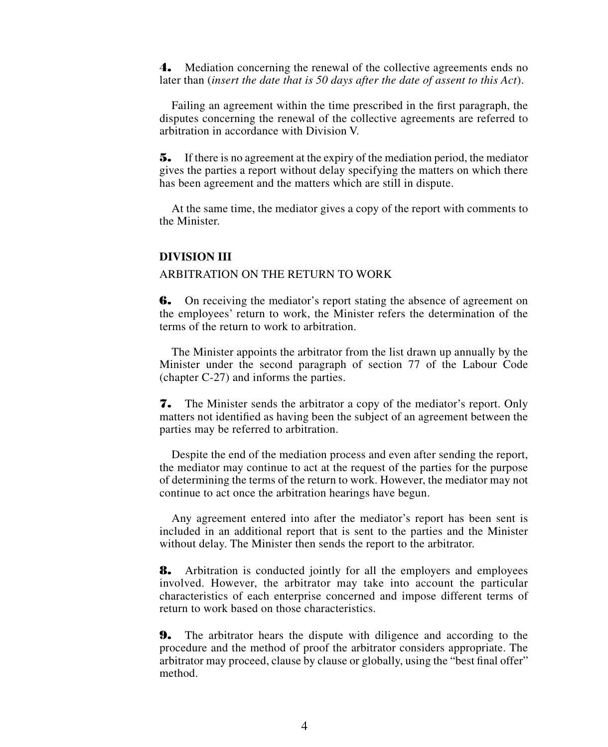**4.** Mediation concerning the renewal of the collective agreements ends no later than (*insert the date that is 50 days after the date of assent to this Act*).

Failing an agreement within the time prescribed in the first paragraph, the disputes concerning the renewal of the collective agreements are referred to arbitration in accordance with Division V.

**5.** If there is no agreement at the expiry of the mediation period, the mediator gives the parties a report without delay specifying the matters on which there has been agreement and the matters which are still in dispute.

At the same time, the mediator gives a copy of the report with comments to the Minister.

## DIVISION III

ARBITRATION ON THE RETURN TO WORK

**6.** On receiving the mediator's report stating the absence of agreement on the employees' return to work, the Minister refers the determination of the terms of the return to work to arbitration.

The Minister appoints the arbitrator from the list drawn up annually by the Minister under the second paragraph of section 77 of the Labour Code (chapter C-27) and informs the parties.

**7.** The Minister sends the arbitrator a copy of the mediator's report. Only matters not identified as having been the subject of an agreement between the parties may be referred to arbitration.

Despite the end of the mediation process and even after sending the report, the mediator may continue to act at the request of the parties for the purpose of determining the terms of the return to work. However, the mediator may not continue to act once the arbitration hearings have begun.

Any agreement entered into after the mediator's report has been sent is included in an additional report that is sent to the parties and the Minister without delay. The Minister then sends the report to the arbitrator.

**8.** Arbitration is conducted jointly for all the employers and employees involved. However, the arbitrator may take into account the particular characteristics of each enterprise concerned and impose different terms of return to work based on those characteristics.

**9.** The arbitrator hears the dispute with diligence and according to the procedure and the method of proof the arbitrator considers appropriate. The arbitrator may proceed, clause by clause or globally, using the "best final offer" method.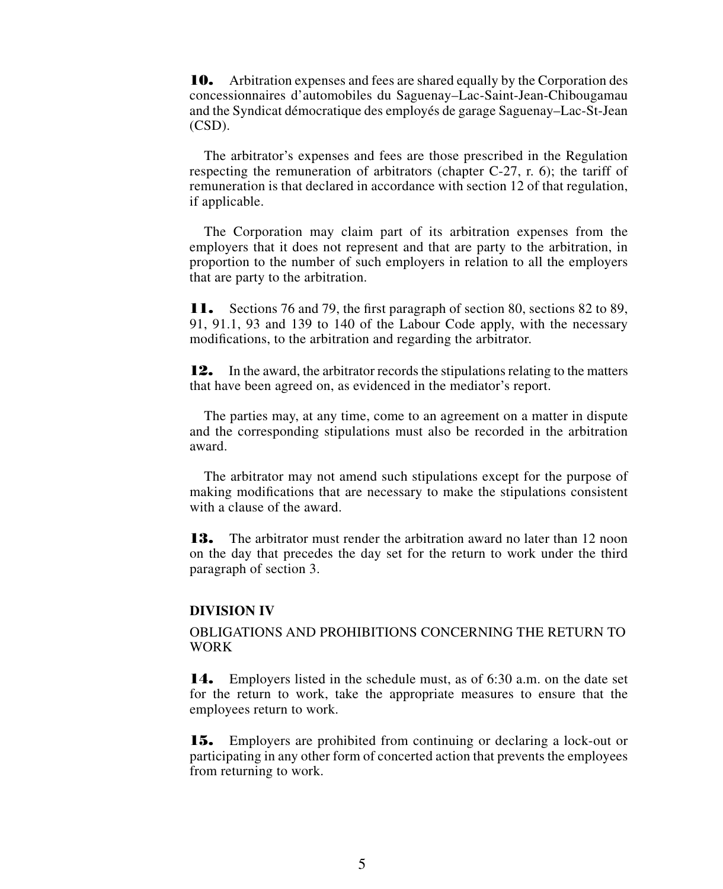**10.** Arbitration expenses and fees are shared equally by the Corporation des concessionnaires d'automobiles du Saguenay–Lac-Saint-Jean-Chibougamau and the Syndicat démocratique des employés de garage Saguenay–Lac-St-Jean (CSD).

The arbitrator's expenses and fees are those prescribed in the Regulation respecting the remuneration of arbitrators (chapter C-27, r. 6); the tariff of remuneration is that declared in accordance with section 12 of that regulation, if applicable.

The Corporation may claim part of its arbitration expenses from the employers that it does not represent and that are party to the arbitration, in proportion to the number of such employers in relation to all the employers that are party to the arbitration.

**11.** Sections 76 and 79, the first paragraph of section 80, sections 82 to 89, 91, 91.1, 93 and 139 to 140 of the Labour Code apply, with the necessary modifications, to the arbitration and regarding the arbitrator.

**12.** In the award, the arbitrator records the stipulations relating to the matters that have been agreed on, as evidenced in the mediator's report.

The parties may, at any time, come to an agreement on a matter in dispute and the corresponding stipulations must also be recorded in the arbitration award.

The arbitrator may not amend such stipulations except for the purpose of making modifications that are necessary to make the stipulations consistent with a clause of the award.

**13.** The arbitrator must render the arbitration award no later than 12 noon on the day that precedes the day set for the return to work under the third paragraph of section 3.

**DIVISION IV**

OBLIGATIONS AND PROHIBITIONS CONCERNING THE RETURN TO WORK

**14.** Employers listed in the schedule must, as of 6:30 a.m. on the date set for the return to work, take the appropriate measures to ensure that the employees return to work.

**15.** Employers are prohibited from continuing or declaring a lock-out or participating in any other form of concerted action that prevents the employees from returning to work.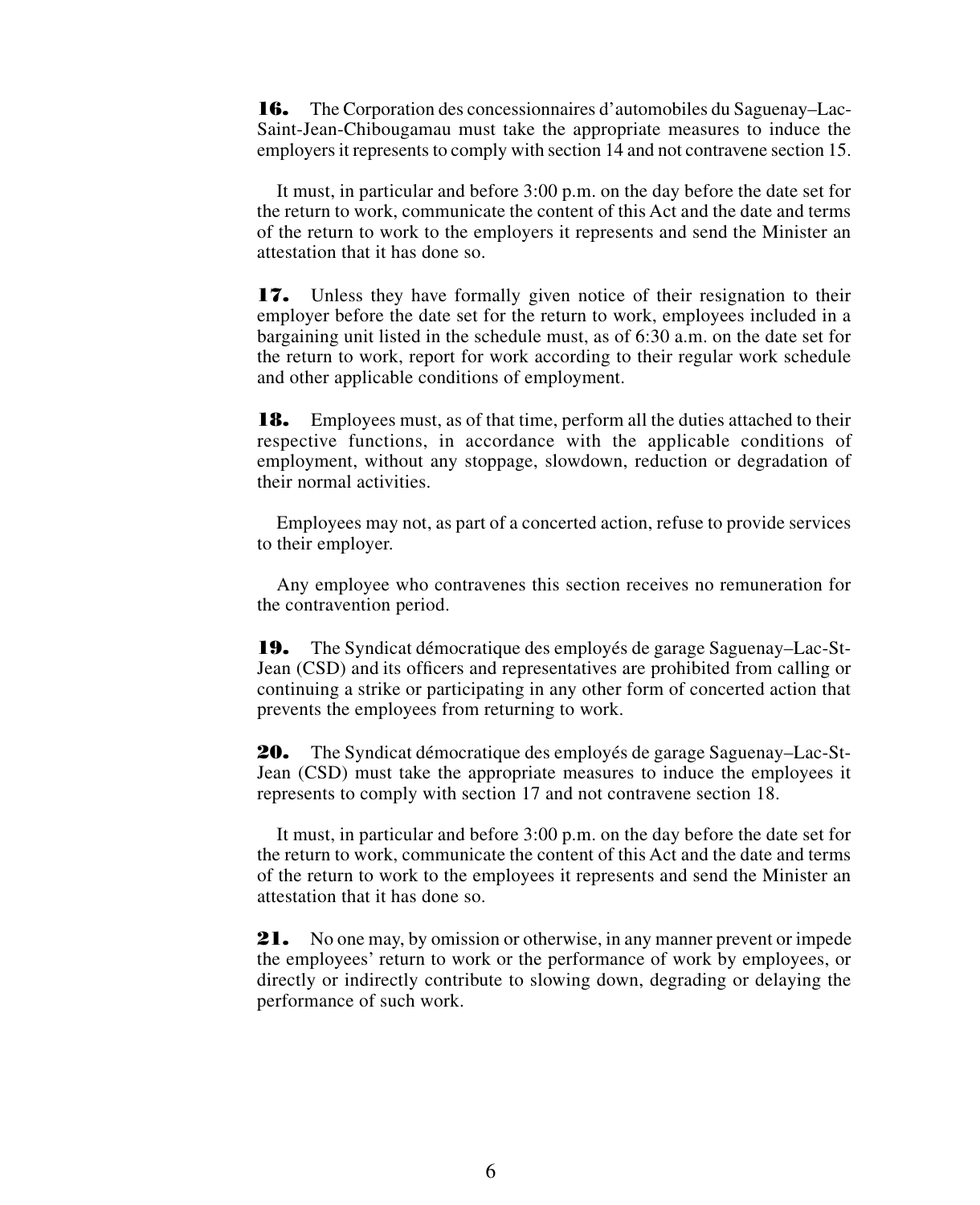**16.** The Corporation des concessionnaires d'automobiles du Saguenay–Lac-Saint-Jean-Chibougamau must take the appropriate measures to induce the employers it represents to comply with section 14 and not contravene section 15.

It must, in particular and before 3:00 p.m. on the day before the date set for the return to work, communicate the content of this Act and the date and terms of the return to work to the employers it represents and send the Minister an attestation that it has done so.

**17.** Unless they have formally given notice of their resignation to their employer before the date set for the return to work, employees included in a bargaining unit listed in the schedule must, as of 6:30 a.m. on the date set for the return to work, report for work according to their regular work schedule and other applicable conditions of employment.

**18.** Employees must, as of that time, perform all the duties attached to their respective functions, in accordance with the applicable conditions of employment, without any stoppage, slowdown, reduction or degradation of their normal activities.

Employees may not, as part of a concerted action, refuse to provide services to their employer.

Any employee who contravenes this section receives no remuneration for the contravention period.

**19.** The Syndicat démocratique des employés de garage Saguenay–Lac-St-Jean (CSD) and its officers and representatives are prohibited from calling or continuing a strike or participating in any other form of concerted action that prevents the employees from returning to work.

**20.** The Syndicat démocratique des employés de garage Saguenay–Lac-St-Jean (CSD) must take the appropriate measures to induce the employees it represents to comply with section 17 and not contravene section 18.

It must, in particular and before 3:00 p.m. on the day before the date set for the return to work, communicate the content of this Act and the date and terms of the return to work to the employees it represents and send the Minister an attestation that it has done so.

**21.** No one may, by omission or otherwise, in any manner prevent or impede the employees' return to work or the performance of work by employees, or directly or indirectly contribute to slowing down, degrading or delaying the performance of such work.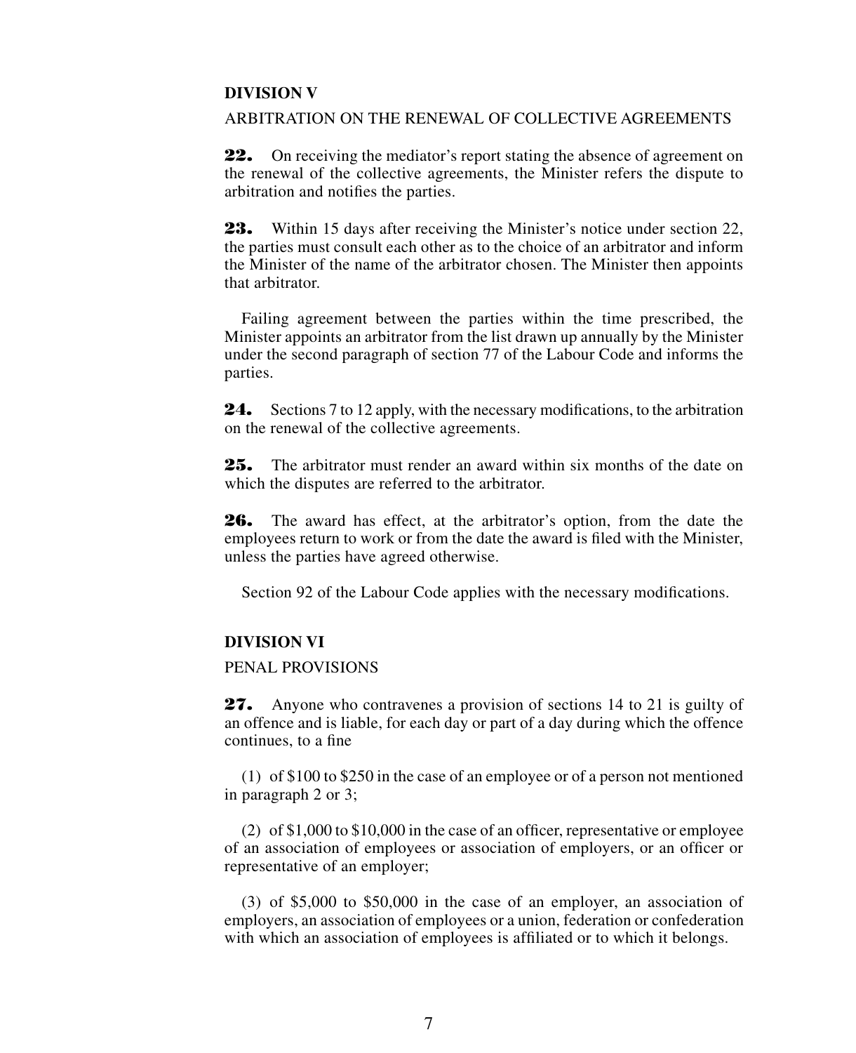## DIVISION V

ARBITRATION ON THE RENEWAL OF COLLECTIVE AGREEMENTS

**22.** On receiving the mediator's report stating the absence of agreement on the renewal of the collective agreements, the Minister refers the dispute to arbitration and notifies the parties.

**23.** Within 15 days after receiving the Minister's notice under section 22, the parties must consult each other as to the choice of an arbitrator and inform the Minister of the name of the arbitrator chosen. The Minister then appoints that arbitrator.

Failing agreement between the parties within the time prescribed, the Minister appoints an arbitrator from the list drawn up annually by the Minister under the second paragraph of section 77 of the Labour Code and informs the parties.

**24.** Sections 7 to 12 apply, with the necessary modifications, to the arbitration on the renewal of the collective agreements.

**25.** The arbitrator must render an award within six months of the date on which the disputes are referred to the arbitrator.

**26.** The award has effect, at the arbitrator's option, from the date the employees return to work or from the date the award is filed with the Minister, unless the parties have agreed otherwise.

Section 92 of the Labour Code applies with the necessary modifications.

## DIVISION VI

PENAL PROVISIONS

**27.** Anyone who contravenes a provision of sections 14 to 21 is guilty of an offence and is liable, for each day or part of a day during which the offence continues, to a fine

(1) of $100 to $250 in the case of an employee or of a person not mentioned in paragraph 2 or 3;

(2) of $1,000 to $10,000 in the case of an officer, representative or employee of an association of employees or association of employers, or an officer or representative of an employer;

(3) of $5,000 to $50,000 in the case of an employer, an association of employers, an association of employees or a union, federation or confederation with which an association of employees is affiliated or to which it belongs.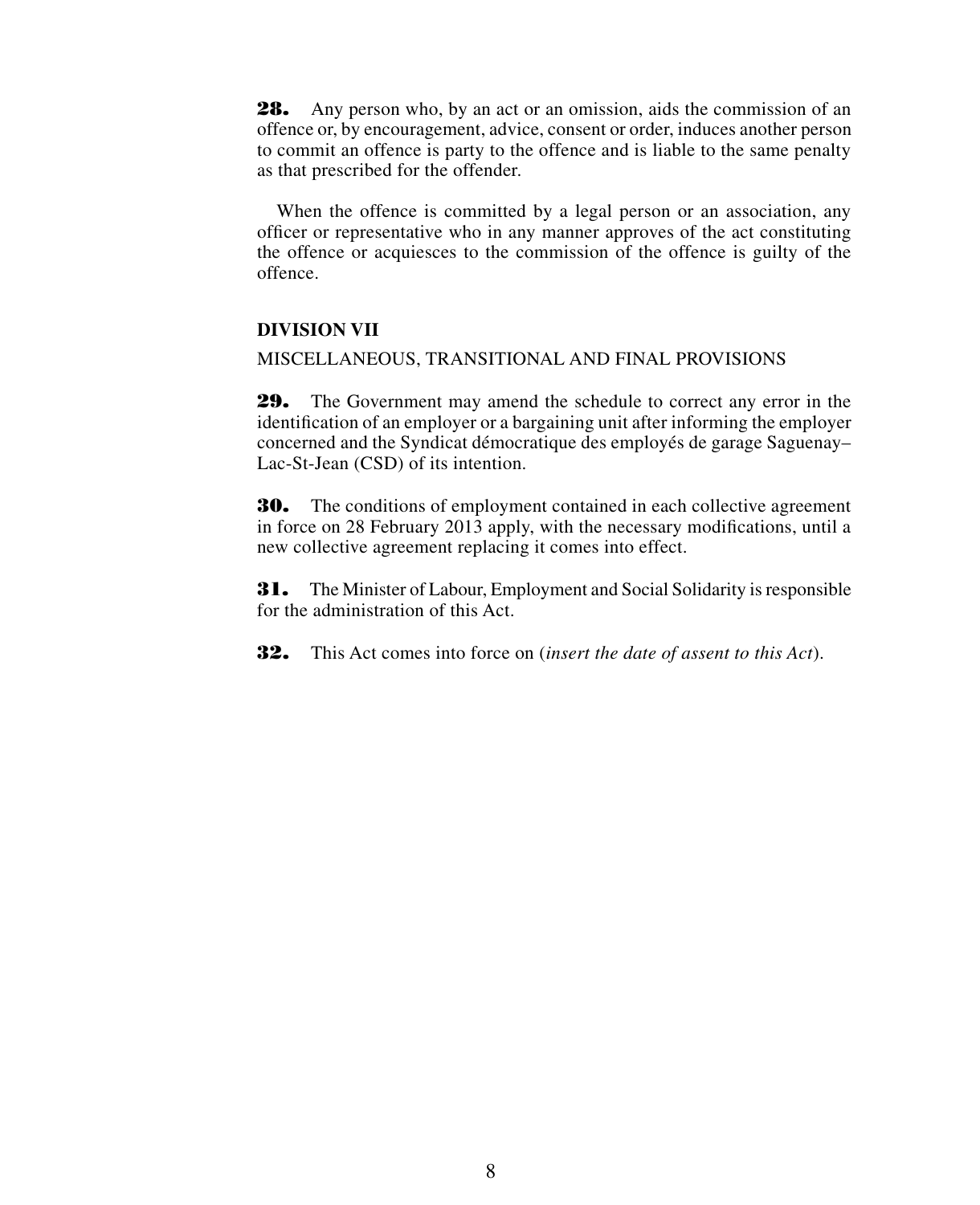**28.** Any person who, by an act or an omission, aids the commission of an offence or, by encouragement, advice, consent or order, induces another person to commit an offence is party to the offence and is liable to the same penalty as that prescribed for the offender.

When the offence is committed by a legal person or an association, any officer or representative who in any manner approves of the act constituting the offence or acquiesces to the commission of the offence is guilty of the offence.

## DIVISION VII

MISCELLANEOUS, TRANSITIONAL AND FINAL PROVISIONS

**29.** The Government may amend the schedule to correct any error in the identification of an employer or a bargaining unit after informing the employer concerned and the Syndicat démocratique des employés de garage Saguenay–Lac-St-Jean (CSD) of its intention.

**30.** The conditions of employment contained in each collective agreement in force on 28 February 2013 apply, with the necessary modifications, until a new collective agreement replacing it comes into effect.

**31.** The Minister of Labour, Employment and Social Solidarity is responsible for the administration of this Act.

**32.** This Act comes into force on (*insert the date of assent to this Act*).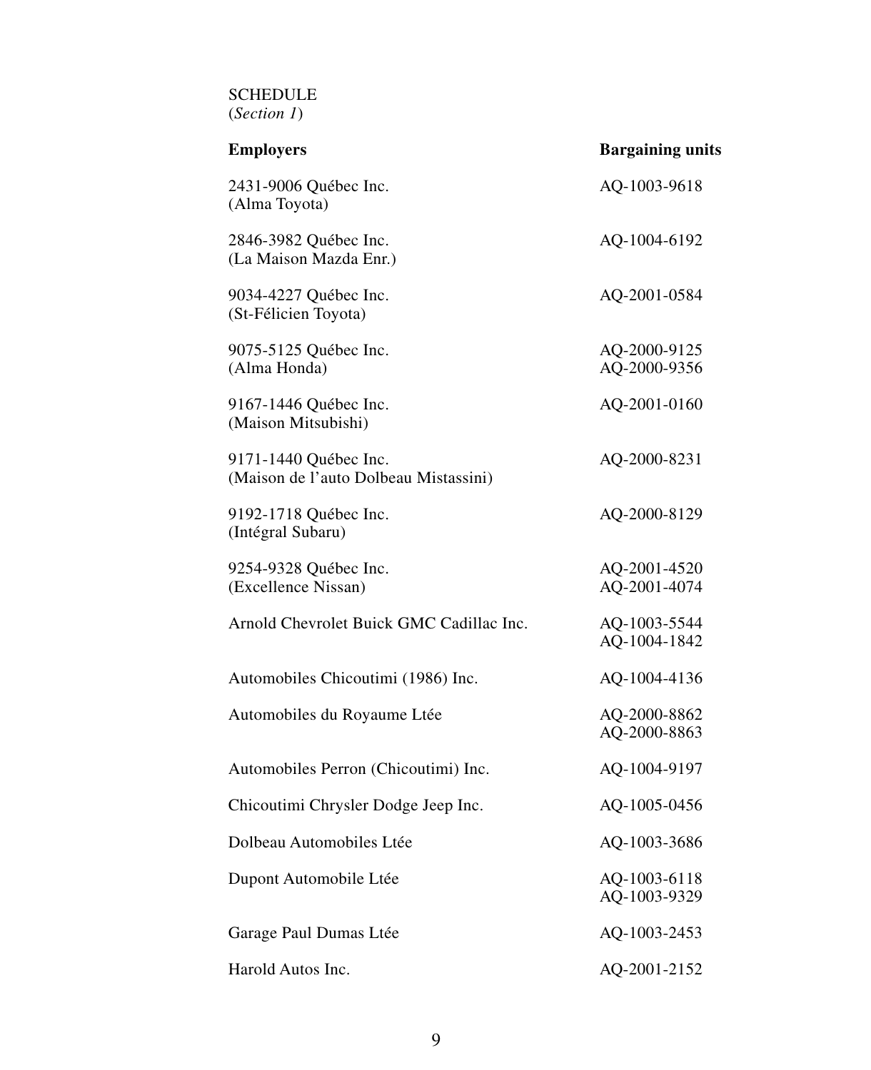SCHEDULE
(*Section 1*)

| **Employers** | **Bargaining units** |
| --- | --- |
| 2431-9006 Québec Inc. (Alma Toyota) | AQ-1003-9618 |
| 2846-3982 Québec Inc. (La Maison Mazda Enr.) | AQ-1004-6192 |
| 9034-4227 Québec Inc. (St-Félicien Toyota) | AQ-2001-0584 |
| 9075-5125 Québec Inc. (Alma Honda) | AQ-2000-9125<br>AQ-2000-9356 |
| 9167-1446 Québec Inc. (Maison Mitsubishi) | AQ-2001-0160 |
| 9171-1440 Québec Inc. (Maison de l'auto Dolbeau Mistassini) | AQ-2000-8231 |
| 9192-1718 Québec Inc. (Intégral Subaru) | AQ-2000-8129 |
| 9254-9328 Québec Inc. (Excellence Nissan) | AQ-2001-4520<br>AQ-2001-4074 |
| Arnold Chevrolet Buick GMC Cadillac Inc. | AQ-1003-5544<br>AQ-1004-1842 |
| Automobiles Chicoutimi (1986) Inc. | AQ-1004-4136 |
| Automobiles du Royaume Ltée | AQ-2000-8862<br>AQ-2000-8863 |
| Automobiles Perron (Chicoutimi) Inc. | AQ-1004-9197 |
| Chicoutimi Chrysler Dodge Jeep Inc. | AQ-1005-0456 |
| Dolbeau Automobiles Ltée | AQ-1003-3686 |
| Dupont Automobile Ltée | AQ-1003-6118<br>AQ-1003-9329 |
| Garage Paul Dumas Ltée | AQ-1003-2453 |
| Harold Autos Inc. | AQ-2001-2152 |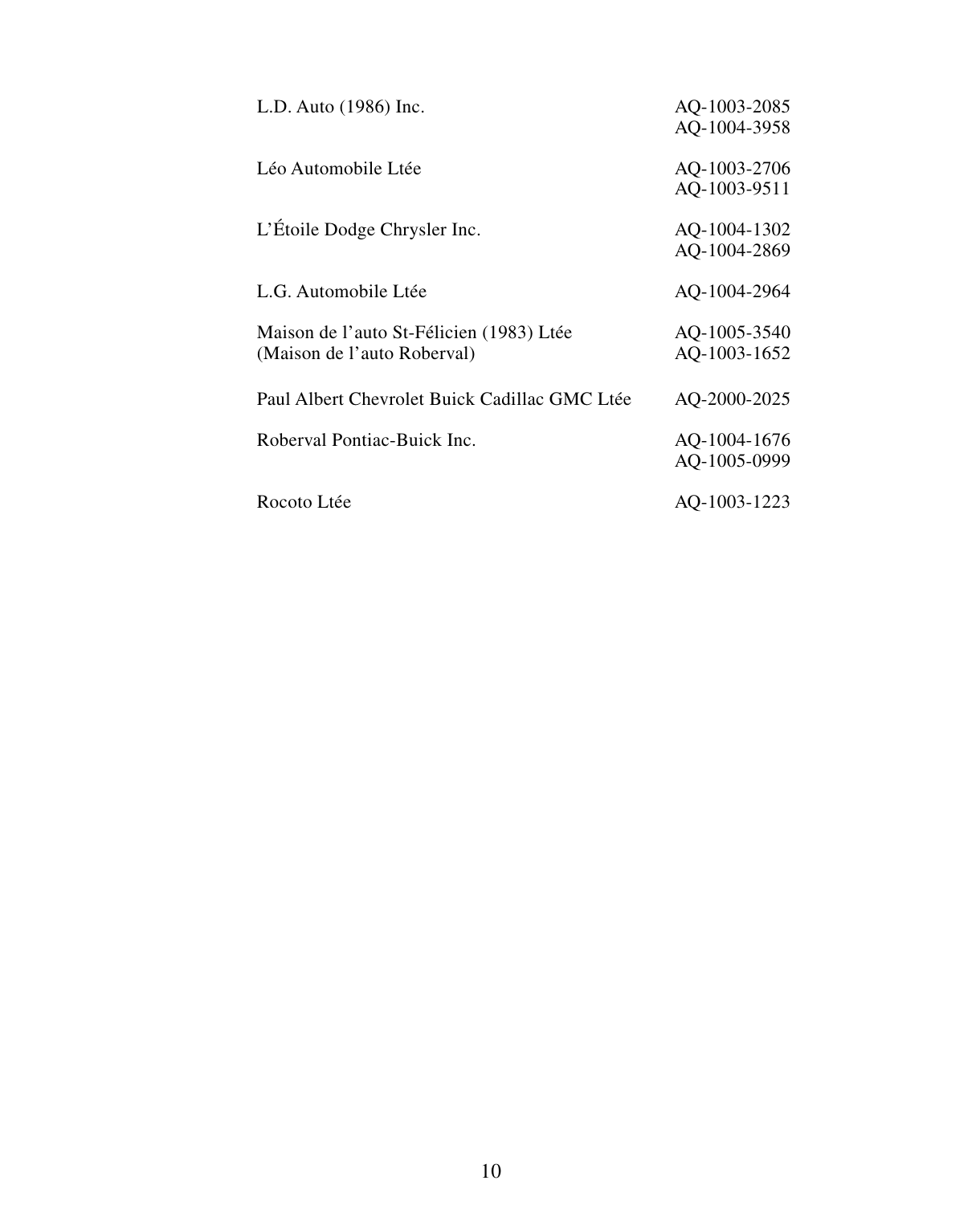| | |
|---|---|
| L.D. Auto (1986) Inc. | AQ-1003-2085<br>AQ-1004-3958 |
| Léo Automobile Ltée | AQ-1003-2706<br>AQ-1003-9511 |
| L'Étoile Dodge Chrysler Inc. | AQ-1004-1302<br>AQ-1004-2869 |
| L.G. Automobile Ltée | AQ-1004-2964 |
| Maison de l'auto St-Félicien (1983) Ltée<br>(Maison de l'auto Roberval) | AQ-1005-3540<br>AQ-1003-1652 |
| Paul Albert Chevrolet Buick Cadillac GMC Ltée | AQ-2000-2025 |
| Roberval Pontiac-Buick Inc. | AQ-1004-1676<br>AQ-1005-0999 |
| Rocoto Ltée | AQ-1003-1223 |